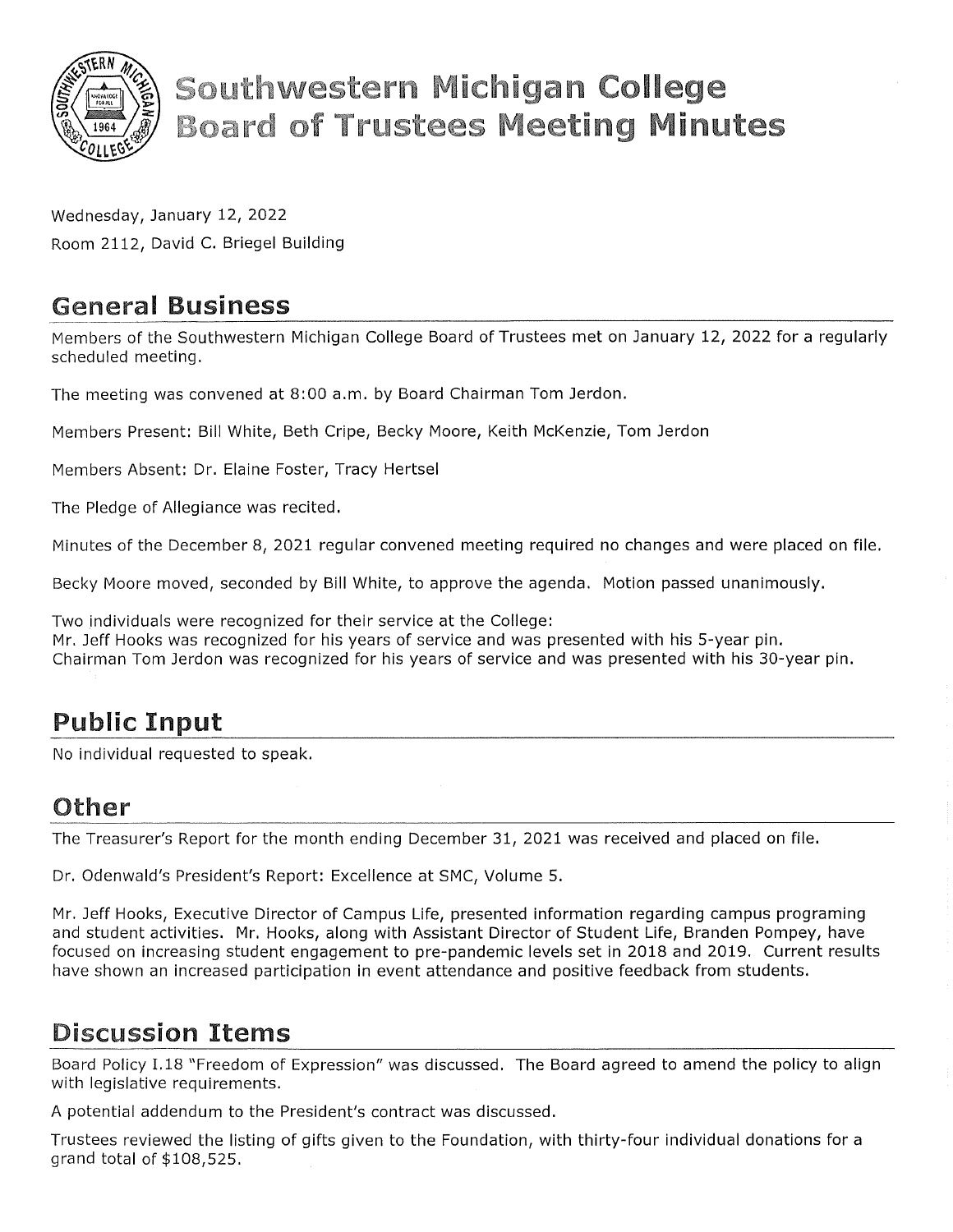# Southwestern Michigan College Board of Trustees Meeting Minutes

Wednesday, January 12, 2022

Room 2112, David C. Briegel Building

## General Business

Members of the Southwestern Michigan College Board of Trustees met on January 12, 2022 for a regularly scheduled meeting.

The meeting was convened at 8:00 a.m. by Board Chairman Tom Jerdon.

Members Present: Bill White, Beth Cripe, Becky Moore, Keith McKenzie, Tom Jerdon

Members Absent: Dr. Elaine Foster, Tracy Hertsel

The Pledge of Allegiance was recited.

Minutes of the December 8, 2021 regular convened meeting required no changes and were placed on file.

Becky Moore moved, seconded by Bill White, to approve the agenda. Motion passed unanimously.

Two individuals were recognized for their service at the College:
Mr. Jeff Hooks was recognized for his years of service and was presented with his 5-year pin.
Chairman Tom Jerdon was recognized for his years of service and was presented with his 30-year pin.

## Public Input

No individual requested to speak.

## Other

The Treasurer's Report for the month ending December 31, 2021 was received and placed on file.

Dr. Odenwald's President's Report: Excellence at SMC, Volume 5.

Mr. Jeff Hooks, Executive Director of Campus Life, presented information regarding campus programing and student activities. Mr. Hooks, along with Assistant Director of Student Life, Branden Pompey, have focused on increasing student engagement to pre-pandemic levels set in 2018 and 2019. Current results have shown an increased participation in event attendance and positive feedback from students.

## Discussion Items

Board Policy I.18 "Freedom of Expression" was discussed. The Board agreed to amend the policy to align with legislative requirements.

A potential addendum to the President's contract was discussed.

Trustees reviewed the listing of gifts given to the Foundation, with thirty-four individual donations for a grand total of $108,525.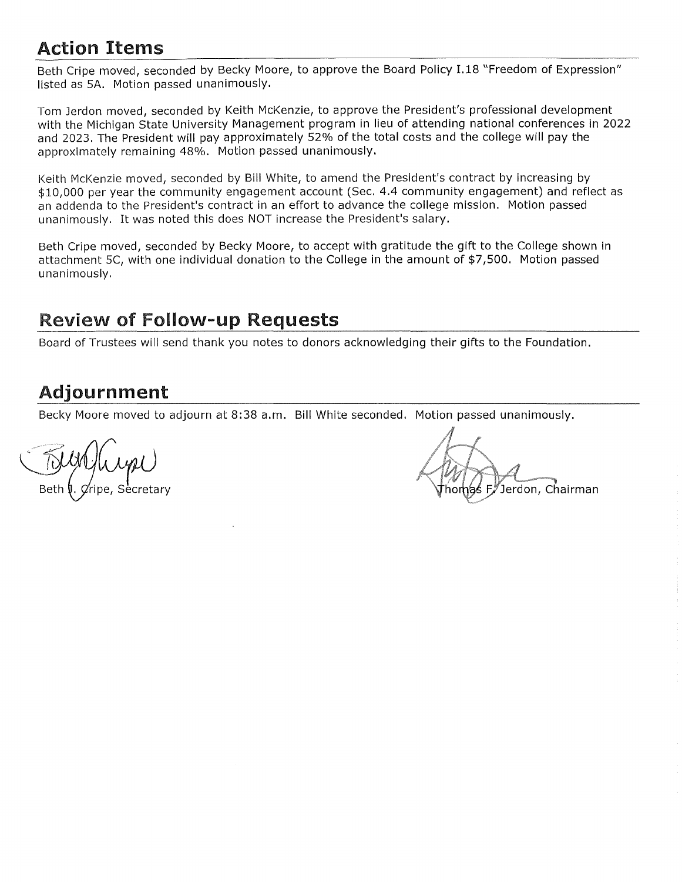## Action Items

Beth Cripe moved, seconded by Becky Moore, to approve the Board Policy I.18 "Freedom of Expression" listed as 5A. Motion passed unanimously.

Tom Jerdon moved, seconded by Keith McKenzie, to approve the President's professional development with the Michigan State University Management program in lieu of attending national conferences in 2022 and 2023. The President will pay approximately 52% of the total costs and the college will pay the approximately remaining 48%. Motion passed unanimously.

Keith McKenzie moved, seconded by Bill White, to amend the President's contract by increasing by $10,000 per year the community engagement account (Sec. 4.4 community engagement) and reflect as an addenda to the President's contract in an effort to advance the college mission. Motion passed unanimously. It was noted this does NOT increase the President's salary.

Beth Cripe moved, seconded by Becky Moore, to accept with gratitude the gift to the College shown in attachment 5C, with one individual donation to the College in the amount of $7,500. Motion passed unanimously.

## Review of Follow-up Requests

Board of Trustees will send thank you notes to donors acknowledging their gifts to the Foundation.

## Adjournment

Becky Moore moved to adjourn at 8:38 a.m. Bill White seconded. Motion passed unanimously.

Beth J. Cripe, Secretary

Thomas F. Jerdon, Chairman